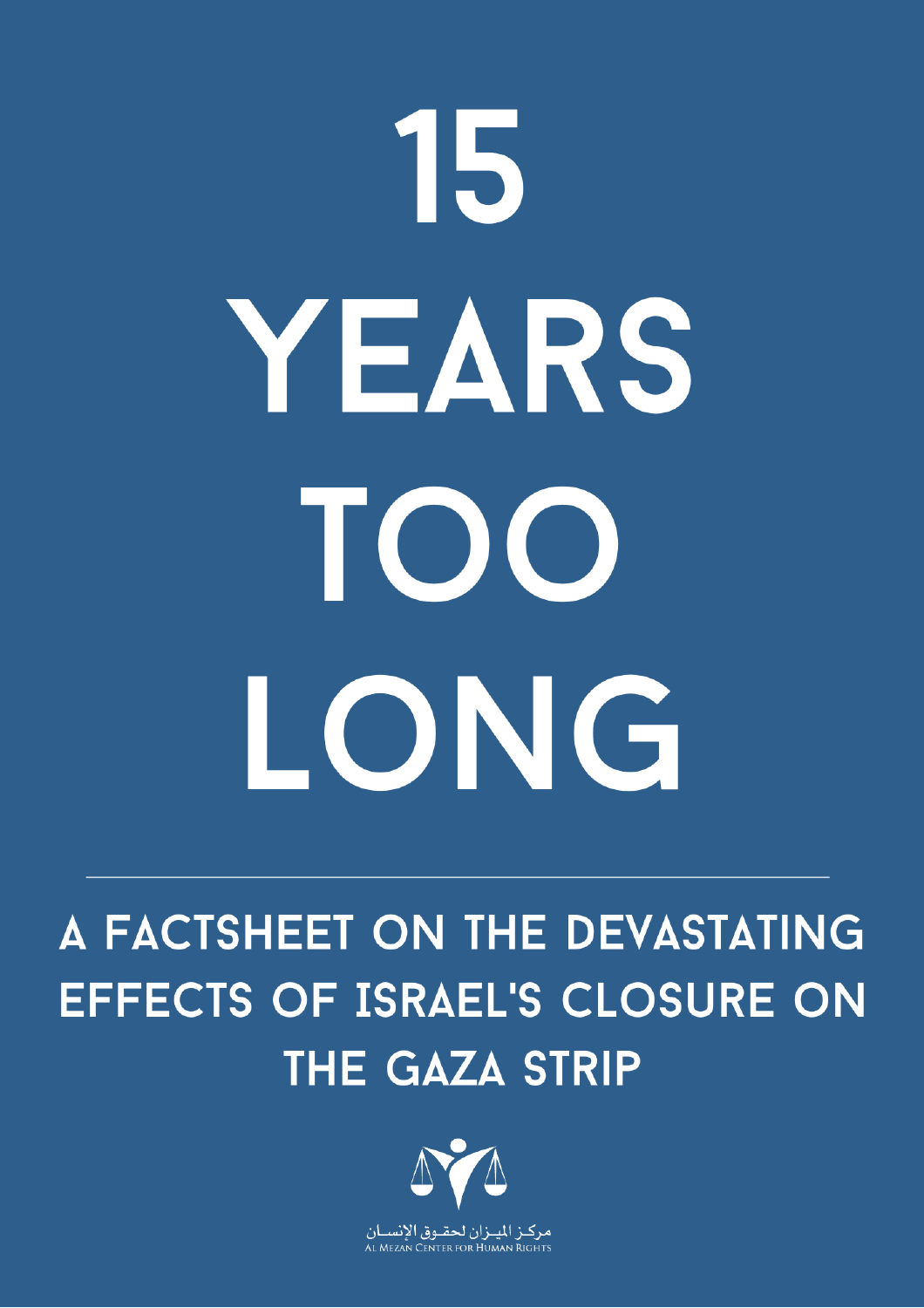# 15 YEARS TOO LONG

## A FACTSHEET ON THE DEVASTATING EFFECTS OF ISRAEL'S CLOSURE ON THE GAZA STRIP

مركـز الميـزان لحقـوق الإنسـان

AL MEZAN CENTER FOR HUMAN RIGHTS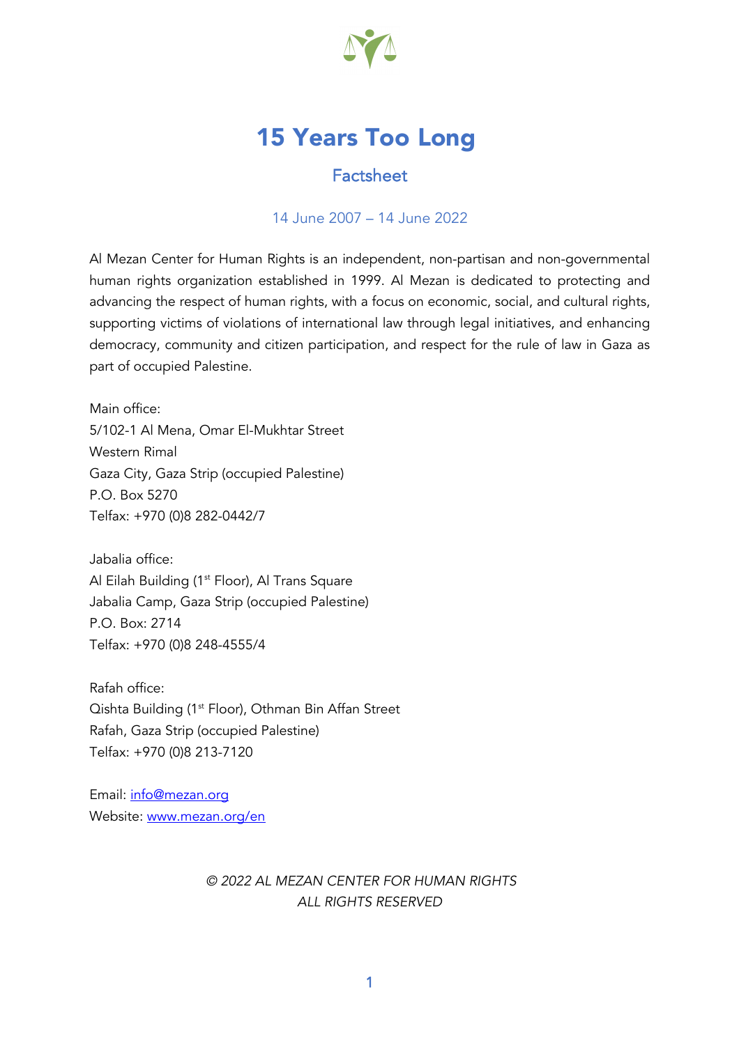# 15 Years Too Long

## Factsheet

### 14 June 2007 – 14 June 2022

Al Mezan Center for Human Rights is an independent, non-partisan and non-governmental human rights organization established in 1999. Al Mezan is dedicated to protecting and advancing the respect of human rights, with a focus on economic, social, and cultural rights, supporting victims of violations of international law through legal initiatives, and enhancing democracy, community and citizen participation, and respect for the rule of law in Gaza as part of occupied Palestine.

Main office:
5/102-1 Al Mena, Omar El-Mukhtar Street
Western Rimal
Gaza City, Gaza Strip (occupied Palestine)
P.O. Box 5270
Telfax: +970 (0)8 282-0442/7

Jabalia office:
Al Eilah Building (1st Floor), Al Trans Square
Jabalia Camp, Gaza Strip (occupied Palestine)
P.O. Box: 2714
Telfax: +970 (0)8 248-4555/4

Rafah office:
Qishta Building (1st Floor), Othman Bin Affan Street
Rafah, Gaza Strip (occupied Palestine)
Telfax: +970 (0)8 213-7120

Email: info@mezan.org
Website: www.mezan.org/en

*© 2022 AL MEZAN CENTER FOR HUMAN RIGHTS*
*ALL RIGHTS RESERVED*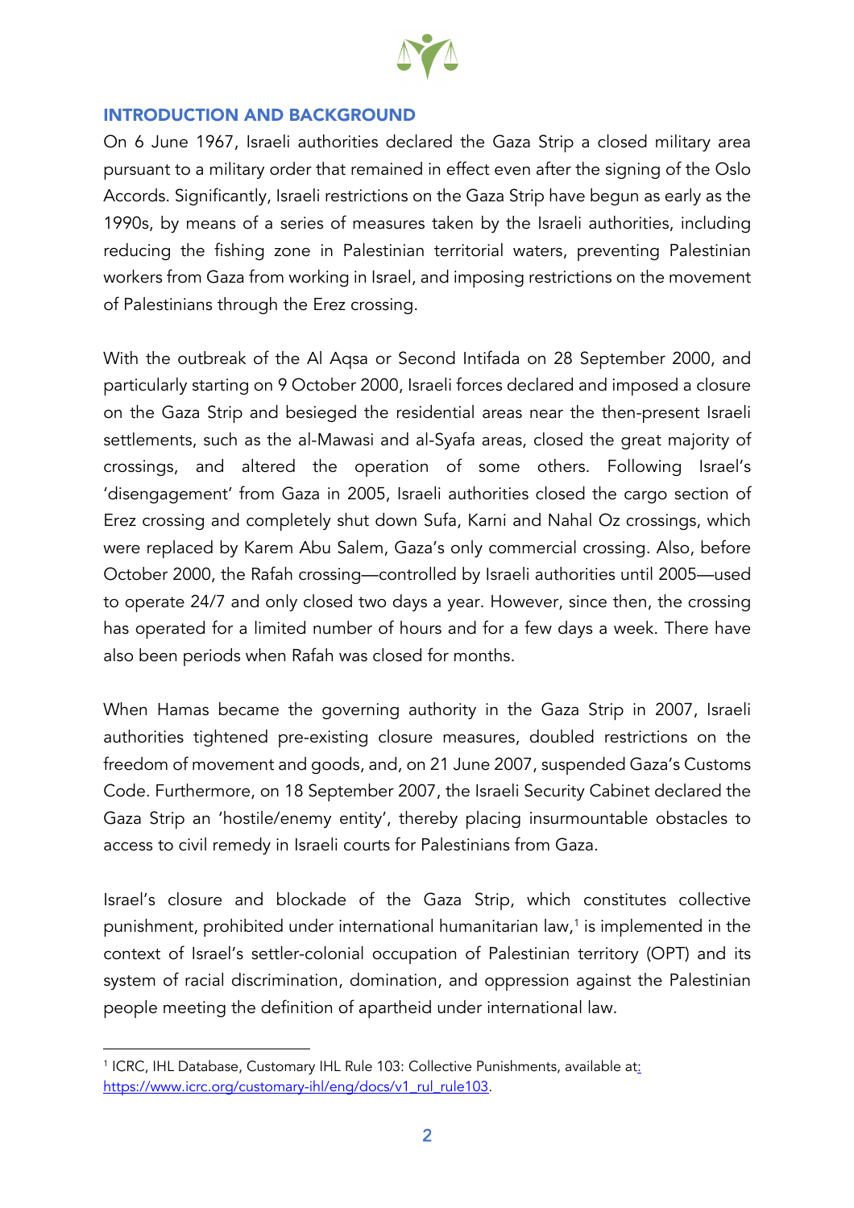## INTRODUCTION AND BACKGROUND

On 6 June 1967, Israeli authorities declared the Gaza Strip a closed military area pursuant to a military order that remained in effect even after the signing of the Oslo Accords. Significantly, Israeli restrictions on the Gaza Strip have begun as early as the 1990s, by means of a series of measures taken by the Israeli authorities, including reducing the fishing zone in Palestinian territorial waters, preventing Palestinian workers from Gaza from working in Israel, and imposing restrictions on the movement of Palestinians through the Erez crossing.

With the outbreak of the Al Aqsa or Second Intifada on 28 September 2000, and particularly starting on 9 October 2000, Israeli forces declared and imposed a closure on the Gaza Strip and besieged the residential areas near the then-present Israeli settlements, such as the al-Mawasi and al-Syafa areas, closed the great majority of crossings, and altered the operation of some others. Following Israel's 'disengagement' from Gaza in 2005, Israeli authorities closed the cargo section of Erez crossing and completely shut down Sufa, Karni and Nahal Oz crossings, which were replaced by Karem Abu Salem, Gaza's only commercial crossing. Also, before October 2000, the Rafah crossing—controlled by Israeli authorities until 2005—used to operate 24/7 and only closed two days a year. However, since then, the crossing has operated for a limited number of hours and for a few days a week. There have also been periods when Rafah was closed for months.

When Hamas became the governing authority in the Gaza Strip in 2007, Israeli authorities tightened pre-existing closure measures, doubled restrictions on the freedom of movement and goods, and, on 21 June 2007, suspended Gaza's Customs Code. Furthermore, on 18 September 2007, the Israeli Security Cabinet declared the Gaza Strip an 'hostile/enemy entity', thereby placing insurmountable obstacles to access to civil remedy in Israeli courts for Palestinians from Gaza.

Israel's closure and blockade of the Gaza Strip, which constitutes collective punishment, prohibited under international humanitarian law,[1] is implemented in the context of Israel's settler-colonial occupation of Palestinian territory (OPT) and its system of racial discrimination, domination, and oppression against the Palestinian people meeting the definition of apartheid under international law.

[1] ICRC, IHL Database, Customary IHL Rule 103: Collective Punishments, available at: https://www.icrc.org/customary-ihl/eng/docs/v1_rul_rule103.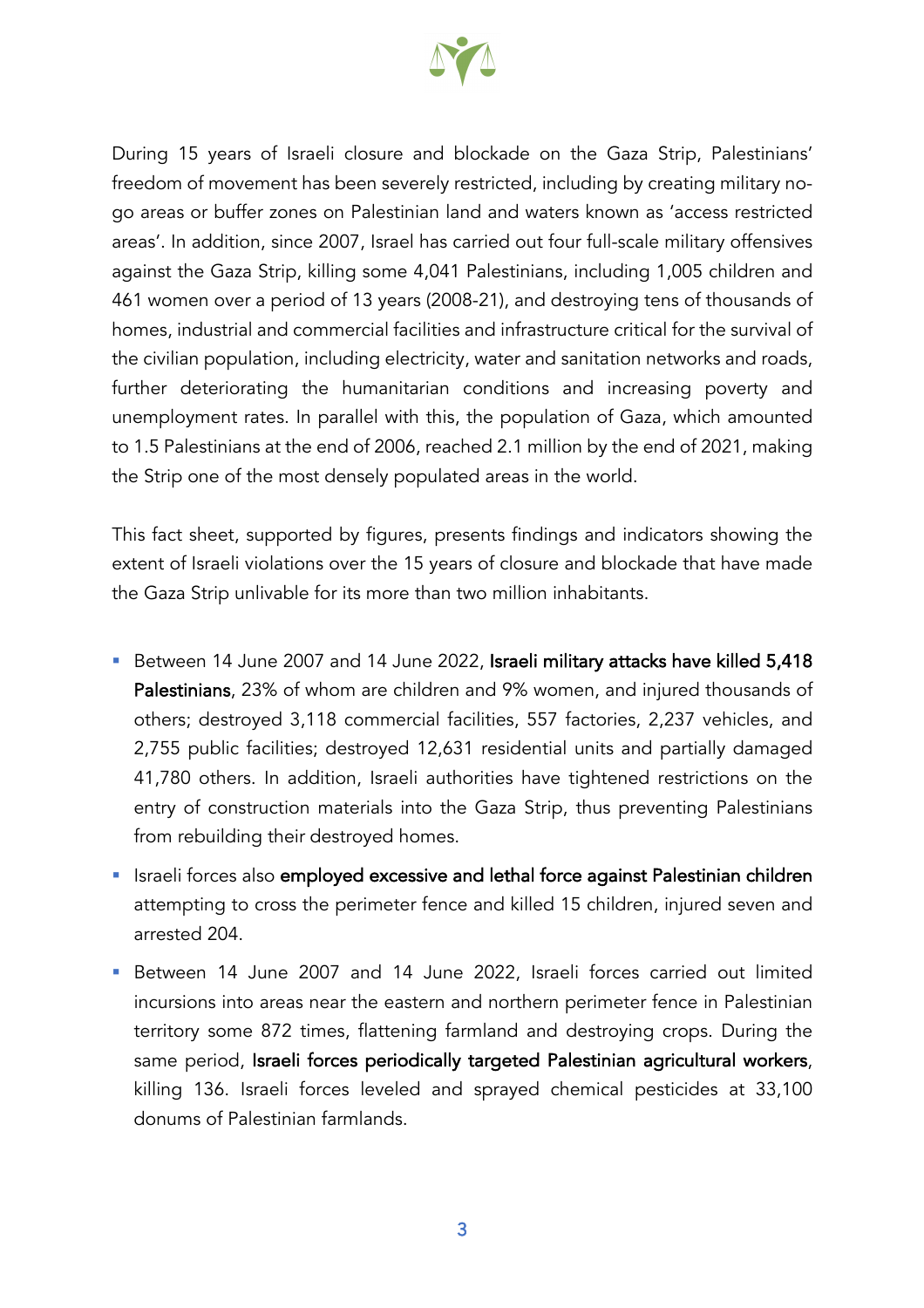During 15 years of Israeli closure and blockade on the Gaza Strip, Palestinians' freedom of movement has been severely restricted, including by creating military no-go areas or buffer zones on Palestinian land and waters known as 'access restricted areas'. In addition, since 2007, Israel has carried out four full-scale military offensives against the Gaza Strip, killing some 4,041 Palestinians, including 1,005 children and 461 women over a period of 13 years (2008-21), and destroying tens of thousands of homes, industrial and commercial facilities and infrastructure critical for the survival of the civilian population, including electricity, water and sanitation networks and roads, further deteriorating the humanitarian conditions and increasing poverty and unemployment rates. In parallel with this, the population of Gaza, which amounted to 1.5 Palestinians at the end of 2006, reached 2.1 million by the end of 2021, making the Strip one of the most densely populated areas in the world.

This fact sheet, supported by figures, presents findings and indicators showing the extent of Israeli violations over the 15 years of closure and blockade that have made the Gaza Strip unlivable for its more than two million inhabitants.

- Between 14 June 2007 and 14 June 2022, **Israeli military attacks have killed 5,418 Palestinians**, 23% of whom are children and 9% women, and injured thousands of others; destroyed 3,118 commercial facilities, 557 factories, 2,237 vehicles, and 2,755 public facilities; destroyed 12,631 residential units and partially damaged 41,780 others. In addition, Israeli authorities have tightened restrictions on the entry of construction materials into the Gaza Strip, thus preventing Palestinians from rebuilding their destroyed homes.
- Israeli forces also **employed excessive and lethal force against Palestinian children** attempting to cross the perimeter fence and killed 15 children, injured seven and arrested 204.
- Between 14 June 2007 and 14 June 2022, Israeli forces carried out limited incursions into areas near the eastern and northern perimeter fence in Palestinian territory some 872 times, flattening farmland and destroying crops. During the same period, **Israeli forces periodically targeted Palestinian agricultural workers**, killing 136. Israeli forces leveled and sprayed chemical pesticides at 33,100 donums of Palestinian farmlands.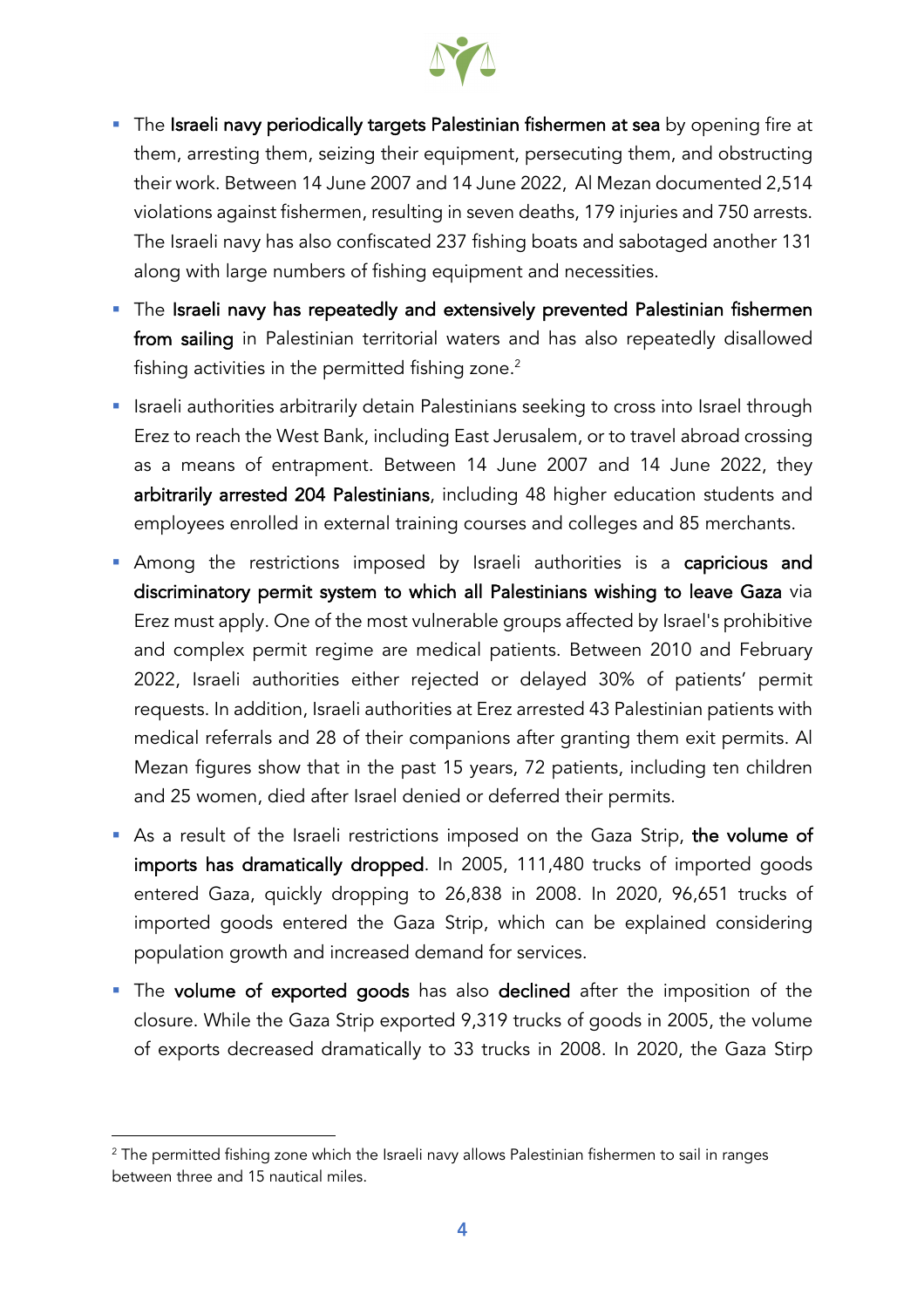- The **Israeli navy periodically targets Palestinian fishermen at sea** by opening fire at them, arresting them, seizing their equipment, persecuting them, and obstructing their work. Between 14 June 2007 and 14 June 2022, Al Mezan documented 2,514 violations against fishermen, resulting in seven deaths, 179 injuries and 750 arrests. The Israeli navy has also confiscated 237 fishing boats and sabotaged another 131 along with large numbers of fishing equipment and necessities.
- The **Israeli navy has repeatedly and extensively prevented Palestinian fishermen from sailing** in Palestinian territorial waters and has also repeatedly disallowed fishing activities in the permitted fishing zone.[2]
- Israeli authorities arbitrarily detain Palestinians seeking to cross into Israel through Erez to reach the West Bank, including East Jerusalem, or to travel abroad crossing as a means of entrapment. Between 14 June 2007 and 14 June 2022, they **arbitrarily arrested 204 Palestinians**, including 48 higher education students and employees enrolled in external training courses and colleges and 85 merchants.
- Among the restrictions imposed by Israeli authorities is a **capricious and discriminatory permit system to which all Palestinians wishing to leave Gaza** via Erez must apply. One of the most vulnerable groups affected by Israel's prohibitive and complex permit regime are medical patients. Between 2010 and February 2022, Israeli authorities either rejected or delayed 30% of patients' permit requests. In addition, Israeli authorities at Erez arrested 43 Palestinian patients with medical referrals and 28 of their companions after granting them exit permits. Al Mezan figures show that in the past 15 years, 72 patients, including ten children and 25 women, died after Israel denied or deferred their permits.
- As a result of the Israeli restrictions imposed on the Gaza Strip, **the volume of imports has dramatically dropped**. In 2005, 111,480 trucks of imported goods entered Gaza, quickly dropping to 26,838 in 2008. In 2020, 96,651 trucks of imported goods entered the Gaza Strip, which can be explained considering population growth and increased demand for services.
- The **volume of exported goods** has also **declined** after the imposition of the closure. While the Gaza Strip exported 9,319 trucks of goods in 2005, the volume of exports decreased dramatically to 33 trucks in 2008. In 2020, the Gaza Stirp

[2] The permitted fishing zone which the Israeli navy allows Palestinian fishermen to sail in ranges between three and 15 nautical miles.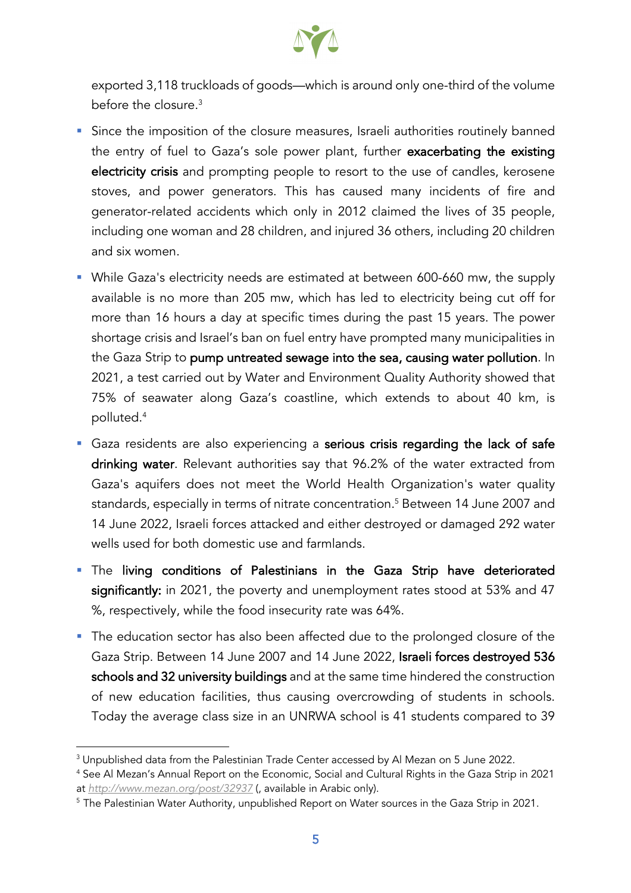exported 3,118 truckloads of goods—which is around only one-third of the volume before the closure.[3]

- Since the imposition of the closure measures, Israeli authorities routinely banned the entry of fuel to Gaza's sole power plant, further **exacerbating the existing electricity crisis** and prompting people to resort to the use of candles, kerosene stoves, and power generators. This has caused many incidents of fire and generator-related accidents which only in 2012 claimed the lives of 35 people, including one woman and 28 children, and injured 36 others, including 20 children and six women.
- While Gaza's electricity needs are estimated at between 600-660 mw, the supply available is no more than 205 mw, which has led to electricity being cut off for more than 16 hours a day at specific times during the past 15 years. The power shortage crisis and Israel's ban on fuel entry have prompted many municipalities in the Gaza Strip to **pump untreated sewage into the sea, causing water pollution**. In 2021, a test carried out by Water and Environment Quality Authority showed that 75% of seawater along Gaza's coastline, which extends to about 40 km, is polluted.[4]
- Gaza residents are also experiencing a **serious crisis regarding the lack of safe drinking water**. Relevant authorities say that 96.2% of the water extracted from Gaza's aquifers does not meet the World Health Organization's water quality standards, especially in terms of nitrate concentration.[5] Between 14 June 2007 and 14 June 2022, Israeli forces attacked and either destroyed or damaged 292 water wells used for both domestic use and farmlands.
- The **living conditions of Palestinians in the Gaza Strip have deteriorated significantly:** in 2021, the poverty and unemployment rates stood at 53% and 47 %, respectively, while the food insecurity rate was 64%.
- The education sector has also been affected due to the prolonged closure of the Gaza Strip. Between 14 June 2007 and 14 June 2022, **Israeli forces destroyed 536 schools and 32 university buildings** and at the same time hindered the construction of new education facilities, thus causing overcrowding of students in schools. Today the average class size in an UNRWA school is 41 students compared to 39

---

[3] Unpublished data from the Palestinian Trade Center accessed by Al Mezan on 5 June 2022.

[4] See Al Mezan's Annual Report on the Economic, Social and Cultural Rights in the Gaza Strip in 2021 at *http://www.mezan.org/post/32937* (, available in Arabic only).

[5] The Palestinian Water Authority, unpublished Report on Water sources in the Gaza Strip in 2021.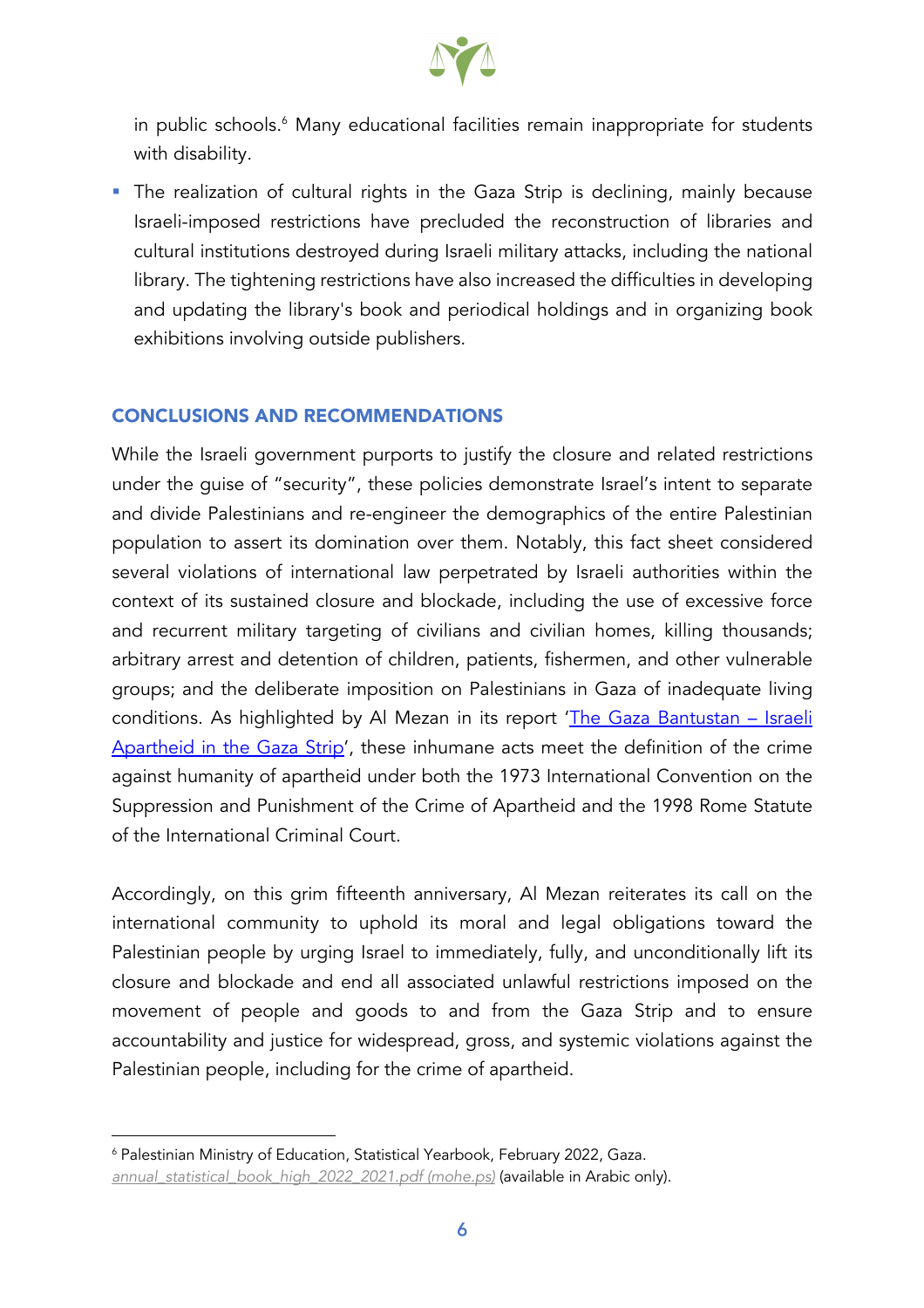in public schools.[6] Many educational facilities remain inappropriate for students with disability.

- The realization of cultural rights in the Gaza Strip is declining, mainly because Israeli-imposed restrictions have precluded the reconstruction of libraries and cultural institutions destroyed during Israeli military attacks, including the national library. The tightening restrictions have also increased the difficulties in developing and updating the library's book and periodical holdings and in organizing book exhibitions involving outside publishers.

## CONCLUSIONS AND RECOMMENDATIONS

While the Israeli government purports to justify the closure and related restrictions under the guise of "security", these policies demonstrate Israel's intent to separate and divide Palestinians and re-engineer the demographics of the entire Palestinian population to assert its domination over them. Notably, this fact sheet considered several violations of international law perpetrated by Israeli authorities within the context of its sustained closure and blockade, including the use of excessive force and recurrent military targeting of civilians and civilian homes, killing thousands; arbitrary arrest and detention of children, patients, fishermen, and other vulnerable groups; and the deliberate imposition on Palestinians in Gaza of inadequate living conditions. As highlighted by Al Mezan in its report 'The Gaza Bantustan – Israeli Apartheid in the Gaza Strip', these inhumane acts meet the definition of the crime against humanity of apartheid under both the 1973 International Convention on the Suppression and Punishment of the Crime of Apartheid and the 1998 Rome Statute of the International Criminal Court.

Accordingly, on this grim fifteenth anniversary, Al Mezan reiterates its call on the international community to uphold its moral and legal obligations toward the Palestinian people by urging Israel to immediately, fully, and unconditionally lift its closure and blockade and end all associated unlawful restrictions imposed on the movement of people and goods to and from the Gaza Strip and to ensure accountability and justice for widespread, gross, and systemic violations against the Palestinian people, including for the crime of apartheid.

---

[6] Palestinian Ministry of Education, Statistical Yearbook, February 2022, Gaza. *annual_statistical_book_high_2022_2021.pdf (mohe.ps)* (available in Arabic only).